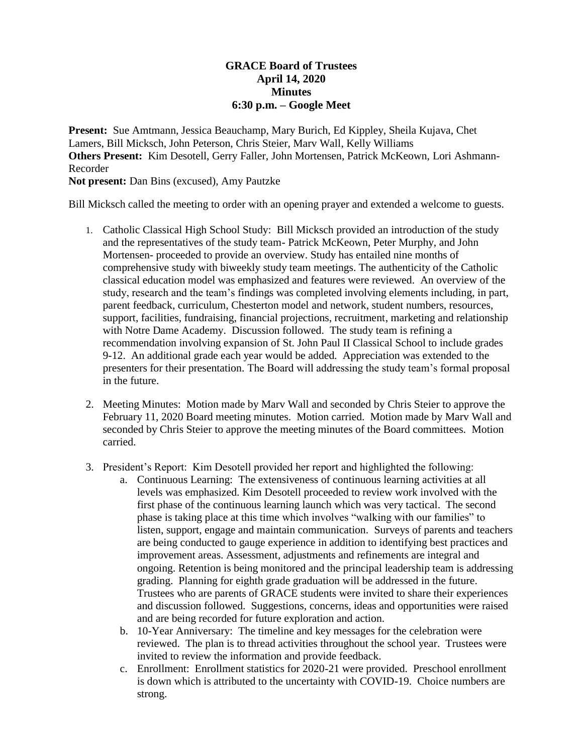**GRACE Board of Trustees**
**April 14, 2020**
**Minutes**
**6:30 p.m. – Google Meet**

**Present:** Sue Amtmann, Jessica Beauchamp, Mary Burich, Ed Kippley, Sheila Kujava, Chet Lamers, Bill Micksch, John Peterson, Chris Steier, Marv Wall, Kelly Williams
**Others Present:** Kim Desotell, Gerry Faller, John Mortensen, Patrick McKeown, Lori Ashmann-Recorder
**Not present:** Dan Bins (excused), Amy Pautzke

Bill Micksch called the meeting to order with an opening prayer and extended a welcome to guests.

1. Catholic Classical High School Study: Bill Micksch provided an introduction of the study and the representatives of the study team- Patrick McKeown, Peter Murphy, and John Mortensen- proceeded to provide an overview. Study has entailed nine months of comprehensive study with biweekly study team meetings. The authenticity of the Catholic classical education model was emphasized and features were reviewed. An overview of the study, research and the team's findings was completed involving elements including, in part, parent feedback, curriculum, Chesterton model and network, student numbers, resources, support, facilities, fundraising, financial projections, recruitment, marketing and relationship with Notre Dame Academy. Discussion followed. The study team is refining a recommendation involving expansion of St. John Paul II Classical School to include grades 9-12. An additional grade each year would be added. Appreciation was extended to the presenters for their presentation. The Board will addressing the study team's formal proposal in the future.

2. Meeting Minutes: Motion made by Marv Wall and seconded by Chris Steier to approve the February 11, 2020 Board meeting minutes. Motion carried. Motion made by Marv Wall and seconded by Chris Steier to approve the meeting minutes of the Board committees. Motion carried.

3. President's Report: Kim Desotell provided her report and highlighted the following:
   a. Continuous Learning: The extensiveness of continuous learning activities at all levels was emphasized. Kim Desotell proceeded to review work involved with the first phase of the continuous learning launch which was very tactical. The second phase is taking place at this time which involves "walking with our families" to listen, support, engage and maintain communication. Surveys of parents and teachers are being conducted to gauge experience in addition to identifying best practices and improvement areas. Assessment, adjustments and refinements are integral and ongoing. Retention is being monitored and the principal leadership team is addressing grading. Planning for eighth grade graduation will be addressed in the future. Trustees who are parents of GRACE students were invited to share their experiences and discussion followed. Suggestions, concerns, ideas and opportunities were raised and are being recorded for future exploration and action.
   b. 10-Year Anniversary: The timeline and key messages for the celebration were reviewed. The plan is to thread activities throughout the school year. Trustees were invited to review the information and provide feedback.
   c. Enrollment: Enrollment statistics for 2020-21 were provided. Preschool enrollment is down which is attributed to the uncertainty with COVID-19. Choice numbers are strong.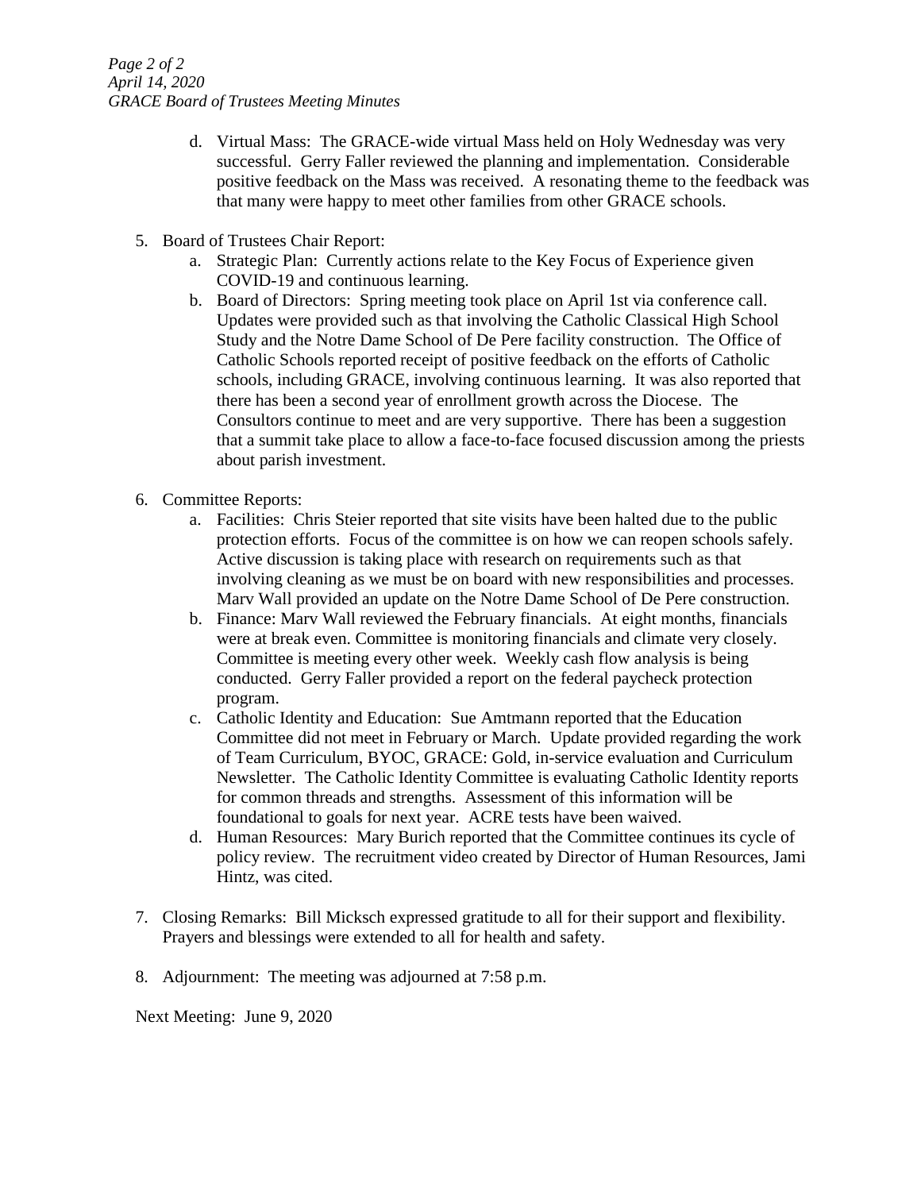d. Virtual Mass: The GRACE-wide virtual Mass held on Holy Wednesday was very successful. Gerry Faller reviewed the planning and implementation. Considerable positive feedback on the Mass was received. A resonating theme to the feedback was that many were happy to meet other families from other GRACE schools.

5. Board of Trustees Chair Report:
   a. Strategic Plan: Currently actions relate to the Key Focus of Experience given COVID-19 and continuous learning.
   b. Board of Directors: Spring meeting took place on April 1st via conference call. Updates were provided such as that involving the Catholic Classical High School Study and the Notre Dame School of De Pere facility construction. The Office of Catholic Schools reported receipt of positive feedback on the efforts of Catholic schools, including GRACE, involving continuous learning. It was also reported that there has been a second year of enrollment growth across the Diocese. The Consultors continue to meet and are very supportive. There has been a suggestion that a summit take place to allow a face-to-face focused discussion among the priests about parish investment.

6. Committee Reports:
   a. Facilities: Chris Steier reported that site visits have been halted due to the public protection efforts. Focus of the committee is on how we can reopen schools safely. Active discussion is taking place with research on requirements such as that involving cleaning as we must be on board with new responsibilities and processes. Marv Wall provided an update on the Notre Dame School of De Pere construction.
   b. Finance: Marv Wall reviewed the February financials. At eight months, financials were at break even. Committee is monitoring financials and climate very closely. Committee is meeting every other week. Weekly cash flow analysis is being conducted. Gerry Faller provided a report on the federal paycheck protection program.
   c. Catholic Identity and Education: Sue Amtmann reported that the Education Committee did not meet in February or March. Update provided regarding the work of Team Curriculum, BYOC, GRACE: Gold, in-service evaluation and Curriculum Newsletter. The Catholic Identity Committee is evaluating Catholic Identity reports for common threads and strengths. Assessment of this information will be foundational to goals for next year. ACRE tests have been waived.
   d. Human Resources: Mary Burich reported that the Committee continues its cycle of policy review. The recruitment video created by Director of Human Resources, Jami Hintz, was cited.

7. Closing Remarks: Bill Micksch expressed gratitude to all for their support and flexibility. Prayers and blessings were extended to all for health and safety.

8. Adjournment: The meeting was adjourned at 7:58 p.m.

Next Meeting: June 9, 2020